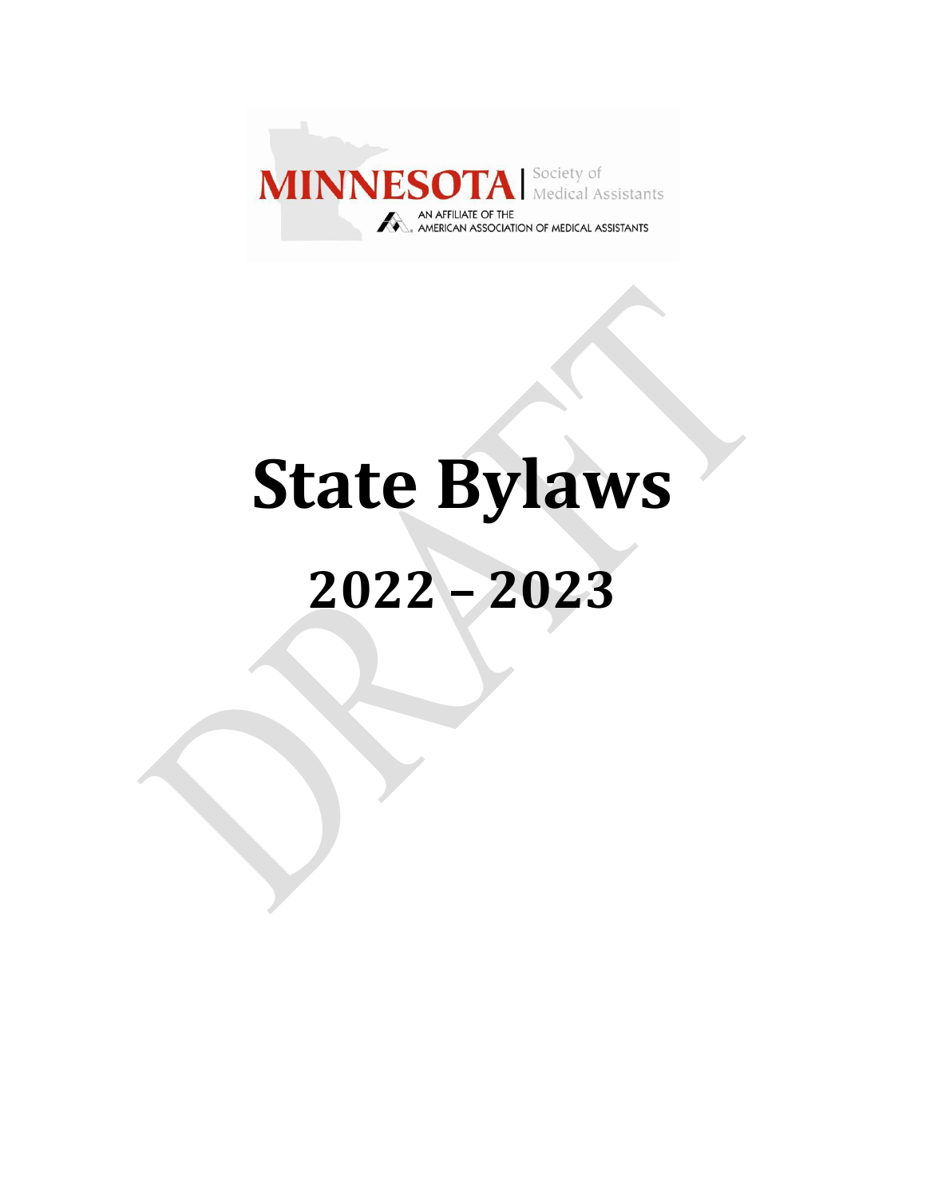MINNESOTA | Society of Medical Assistants

AN AFFILIATE OF THE AMERICAN ASSOCIATION OF MEDICAL ASSISTANTS

# State Bylaws

## 2022 – 2023

DRAFT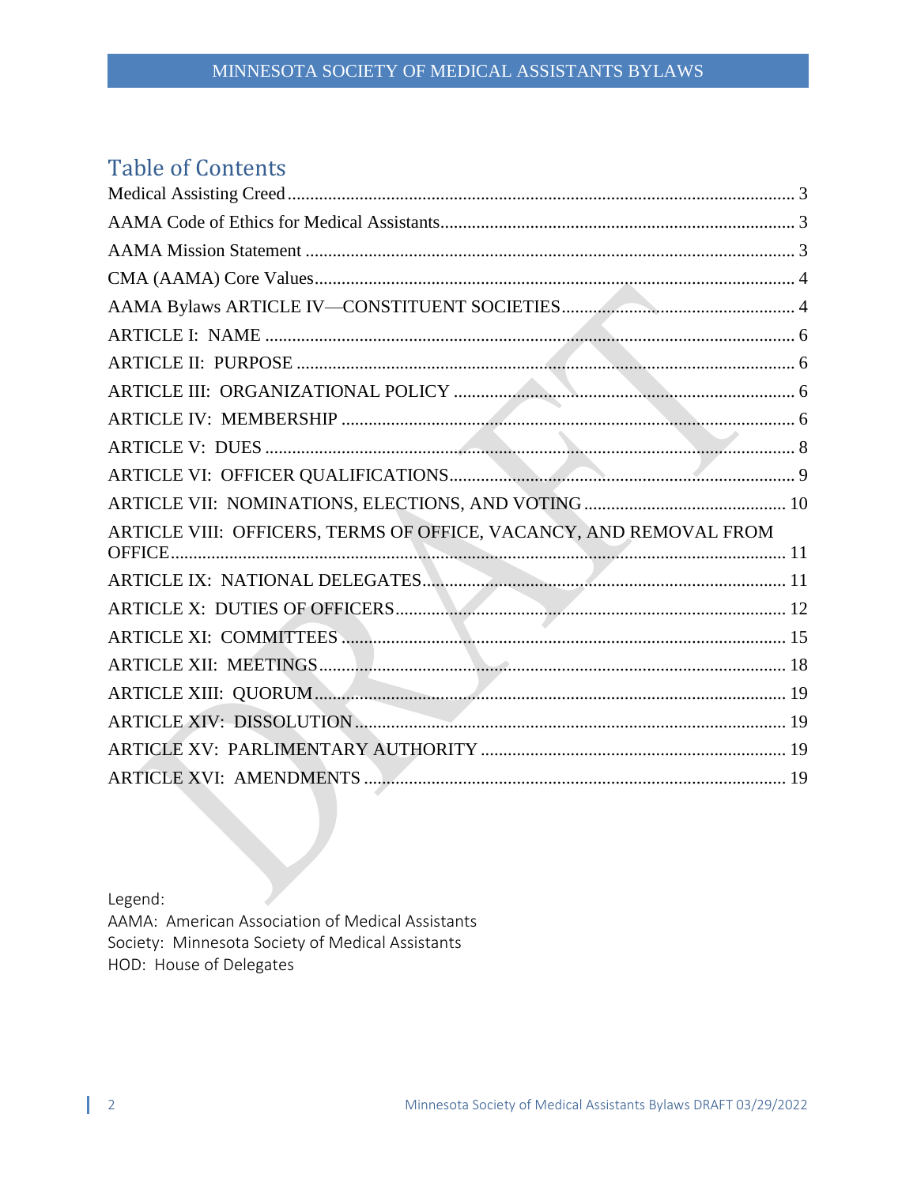## Table of Contents

Medical Assisting Creed ........................................ 3
AAMA Code of Ethics for Medical Assistants ........................................ 3
AAMA Mission Statement ........................................ 3
CMA (AAMA) Core Values ........................................ 4
AAMA Bylaws ARTICLE IV—CONSTITUENT SOCIETIES ........................................ 4
ARTICLE I: NAME ........................................ 6
ARTICLE II: PURPOSE ........................................ 6
ARTICLE III: ORGANIZATIONAL POLICY ........................................ 6
ARTICLE IV: MEMBERSHIP ........................................ 6
ARTICLE V: DUES ........................................ 8
ARTICLE VI: OFFICER QUALIFICATIONS ........................................ 9
ARTICLE VII: NOMINATIONS, ELECTIONS, AND VOTING ........................................ 10
ARTICLE VIII: OFFICERS, TERMS OF OFFICE, VACANCY, AND REMOVAL FROM OFFICE ........................................ 11
ARTICLE IX: NATIONAL DELEGATES ........................................ 11
ARTICLE X: DUTIES OF OFFICERS ........................................ 12
ARTICLE XI: COMMITTEES ........................................ 15
ARTICLE XII: MEETINGS ........................................ 18
ARTICLE XIII: QUORUM ........................................ 19
ARTICLE XIV: DISSOLUTION ........................................ 19
ARTICLE XV: PARLIMENTARY AUTHORITY ........................................ 19
ARTICLE XVI: AMENDMENTS ........................................ 19

Legend:
AAMA: American Association of Medical Assistants
Society: Minnesota Society of Medical Assistants
HOD: House of Delegates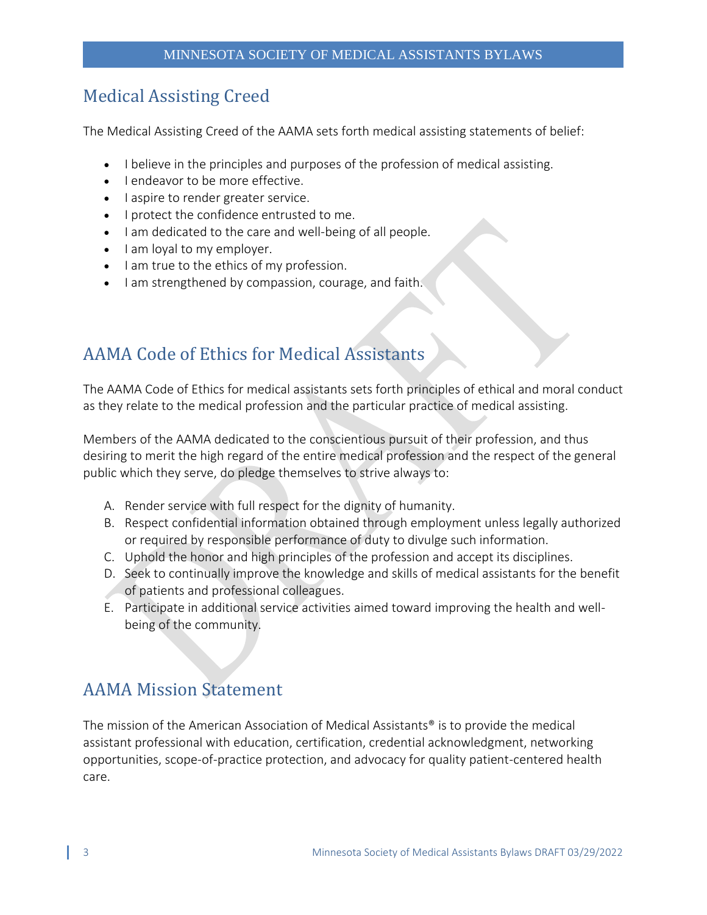## Medical Assisting Creed

The Medical Assisting Creed of the AAMA sets forth medical assisting statements of belief:

- I believe in the principles and purposes of the profession of medical assisting.
- I endeavor to be more effective.
- I aspire to render greater service.
- I protect the confidence entrusted to me.
- I am dedicated to the care and well-being of all people.
- I am loyal to my employer.
- I am true to the ethics of my profession.
- I am strengthened by compassion, courage, and faith.

## AAMA Code of Ethics for Medical Assistants

The AAMA Code of Ethics for medical assistants sets forth principles of ethical and moral conduct as they relate to the medical profession and the particular practice of medical assisting.

Members of the AAMA dedicated to the conscientious pursuit of their profession, and thus desiring to merit the high regard of the entire medical profession and the respect of the general public which they serve, do pledge themselves to strive always to:

A. Render service with full respect for the dignity of humanity.
B. Respect confidential information obtained through employment unless legally authorized or required by responsible performance of duty to divulge such information.
C. Uphold the honor and high principles of the profession and accept its disciplines.
D. Seek to continually improve the knowledge and skills of medical assistants for the benefit of patients and professional colleagues.
E. Participate in additional service activities aimed toward improving the health and well-being of the community.

## AAMA Mission Statement

The mission of the American Association of Medical Assistants® is to provide the medical assistant professional with education, certification, credential acknowledgment, networking opportunities, scope-of-practice protection, and advocacy for quality patient-centered health care.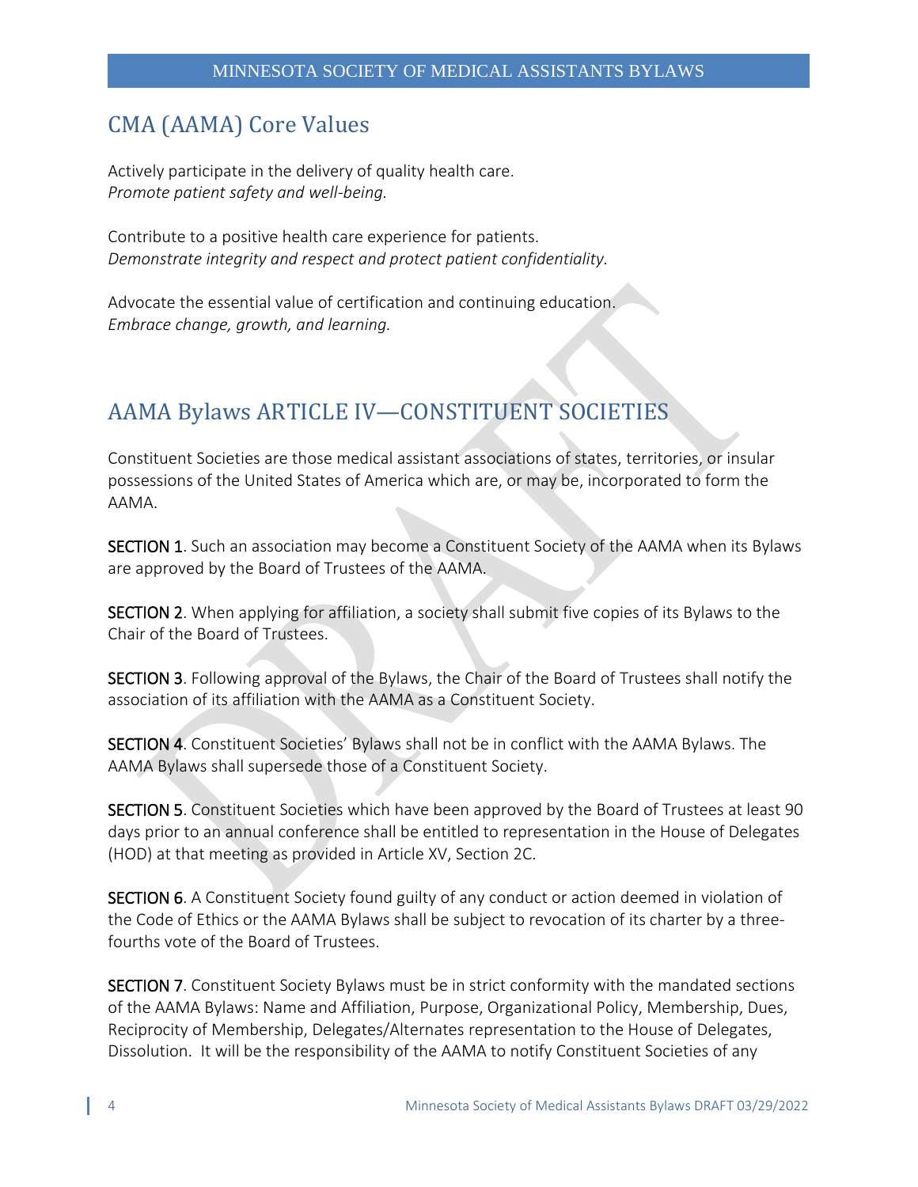## CMA (AAMA) Core Values

Actively participate in the delivery of quality health care.
*Promote patient safety and well-being.*

Contribute to a positive health care experience for patients.
*Demonstrate integrity and respect and protect patient confidentiality.*

Advocate the essential value of certification and continuing education.
*Embrace change, growth, and learning.*

## AAMA Bylaws ARTICLE IV—CONSTITUENT SOCIETIES

Constituent Societies are those medical assistant associations of states, territories, or insular possessions of the United States of America which are, or may be, incorporated to form the AAMA.

**SECTION 1**. Such an association may become a Constituent Society of the AAMA when its Bylaws are approved by the Board of Trustees of the AAMA.

**SECTION 2**. When applying for affiliation, a society shall submit five copies of its Bylaws to the Chair of the Board of Trustees.

**SECTION 3**. Following approval of the Bylaws, the Chair of the Board of Trustees shall notify the association of its affiliation with the AAMA as a Constituent Society.

**SECTION 4**. Constituent Societies' Bylaws shall not be in conflict with the AAMA Bylaws. The AAMA Bylaws shall supersede those of a Constituent Society.

**SECTION 5**. Constituent Societies which have been approved by the Board of Trustees at least 90 days prior to an annual conference shall be entitled to representation in the House of Delegates (HOD) at that meeting as provided in Article XV, Section 2C.

**SECTION 6**. A Constituent Society found guilty of any conduct or action deemed in violation of the Code of Ethics or the AAMA Bylaws shall be subject to revocation of its charter by a three-fourths vote of the Board of Trustees.

**SECTION 7**. Constituent Society Bylaws must be in strict conformity with the mandated sections of the AAMA Bylaws: Name and Affiliation, Purpose, Organizational Policy, Membership, Dues, Reciprocity of Membership, Delegates/Alternates representation to the House of Delegates, Dissolution. It will be the responsibility of the AAMA to notify Constituent Societies of any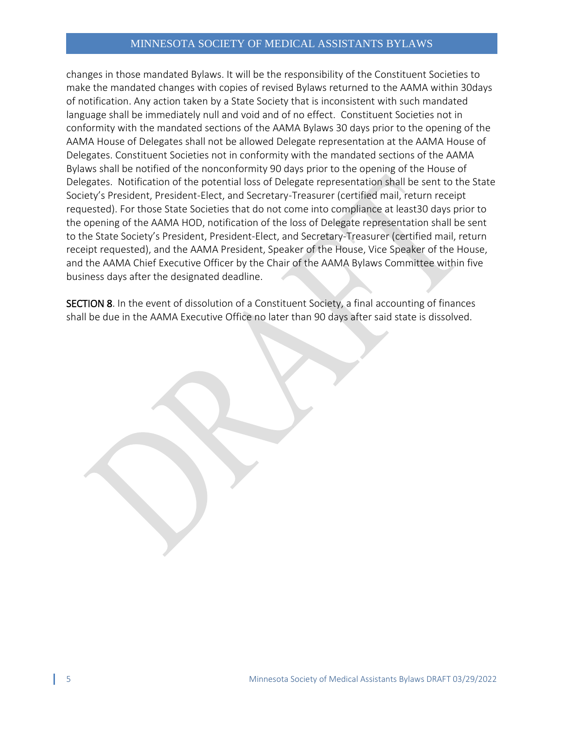changes in those mandated Bylaws. It will be the responsibility of the Constituent Societies to make the mandated changes with copies of revised Bylaws returned to the AAMA within 30days of notification. Any action taken by a State Society that is inconsistent with such mandated language shall be immediately null and void and of no effect. Constituent Societies not in conformity with the mandated sections of the AAMA Bylaws 30 days prior to the opening of the AAMA House of Delegates shall not be allowed Delegate representation at the AAMA House of Delegates. Constituent Societies not in conformity with the mandated sections of the AAMA Bylaws shall be notified of the nonconformity 90 days prior to the opening of the House of Delegates. Notification of the potential loss of Delegate representation shall be sent to the State Society's President, President-Elect, and Secretary-Treasurer (certified mail, return receipt requested). For those State Societies that do not come into compliance at least30 days prior to the opening of the AAMA HOD, notification of the loss of Delegate representation shall be sent to the State Society's President, President-Elect, and Secretary-Treasurer (certified mail, return receipt requested), and the AAMA President, Speaker of the House, Vice Speaker of the House, and the AAMA Chief Executive Officer by the Chair of the AAMA Bylaws Committee within five business days after the designated deadline.

**SECTION 8**. In the event of dissolution of a Constituent Society, a final accounting of finances shall be due in the AAMA Executive Office no later than 90 days after said state is dissolved.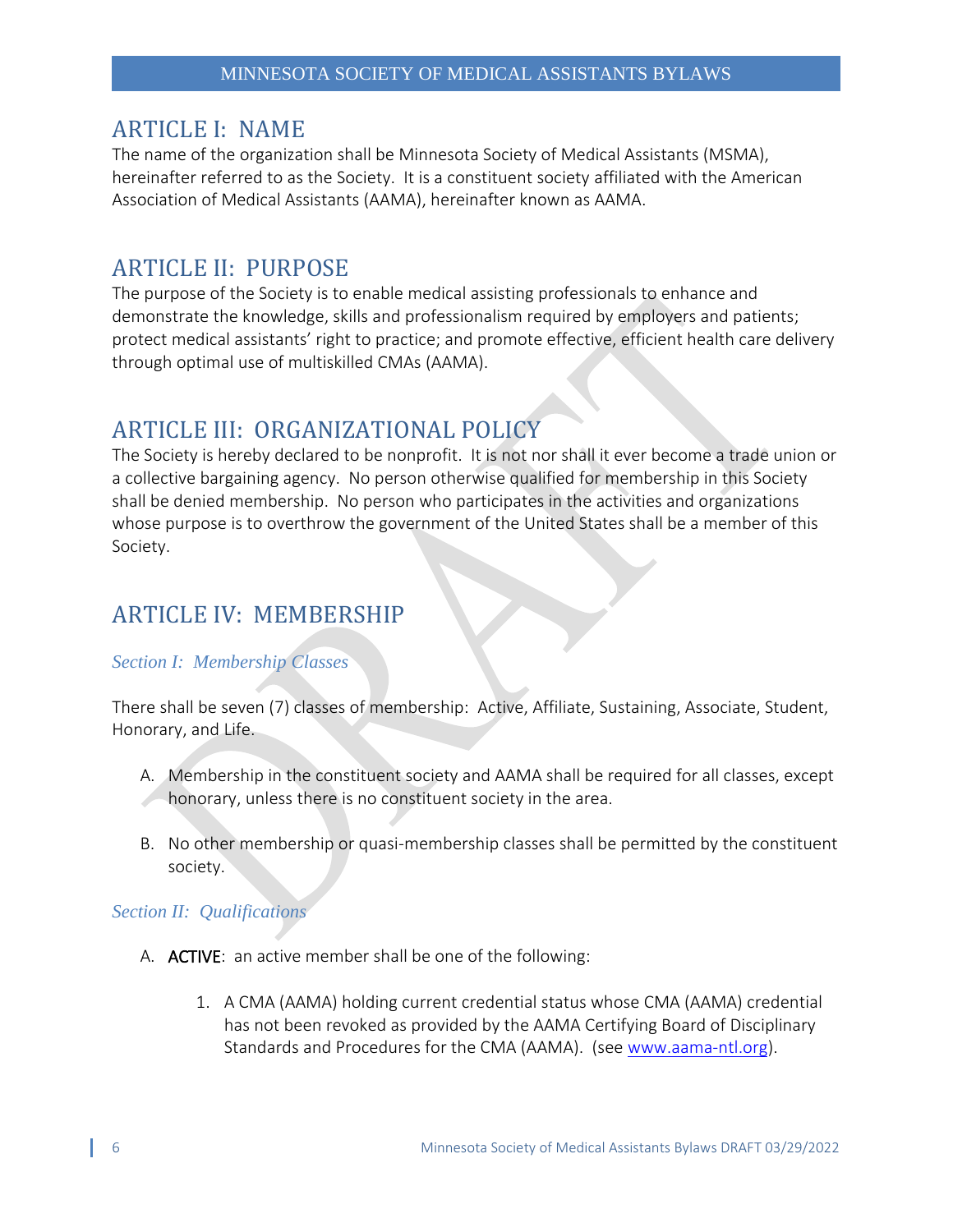## ARTICLE I: NAME

The name of the organization shall be Minnesota Society of Medical Assistants (MSMA), hereinafter referred to as the Society. It is a constituent society affiliated with the American Association of Medical Assistants (AAMA), hereinafter known as AAMA.

## ARTICLE II: PURPOSE

The purpose of the Society is to enable medical assisting professionals to enhance and demonstrate the knowledge, skills and professionalism required by employers and patients; protect medical assistants' right to practice; and promote effective, efficient health care delivery through optimal use of multiskilled CMAs (AAMA).

## ARTICLE III: ORGANIZATIONAL POLICY

The Society is hereby declared to be nonprofit. It is not nor shall it ever become a trade union or a collective bargaining agency. No person otherwise qualified for membership in this Society shall be denied membership. No person who participates in the activities and organizations whose purpose is to overthrow the government of the United States shall be a member of this Society.

## ARTICLE IV: MEMBERSHIP

### *Section I: Membership Classes*

There shall be seven (7) classes of membership: Active, Affiliate, Sustaining, Associate, Student, Honorary, and Life.

A. Membership in the constituent society and AAMA shall be required for all classes, except honorary, unless there is no constituent society in the area.

B. No other membership or quasi-membership classes shall be permitted by the constituent society.

### *Section II: Qualifications*

A. **ACTIVE**: an active member shall be one of the following:

   1. A CMA (AAMA) holding current credential status whose CMA (AAMA) credential has not been revoked as provided by the AAMA Certifying Board of Disciplinary Standards and Procedures for the CMA (AAMA). (see www.aama-ntl.org).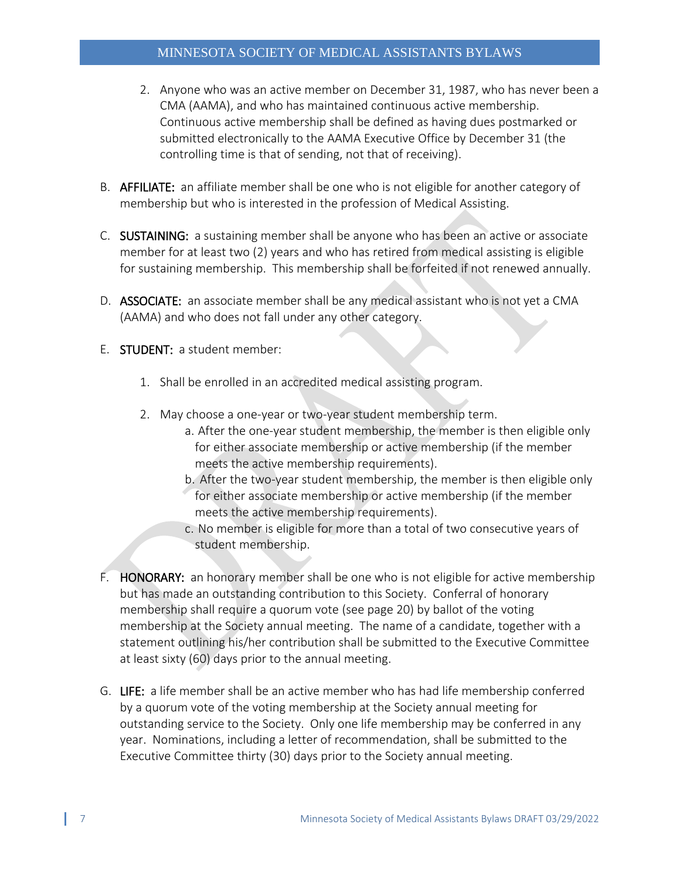2. Anyone who was an active member on December 31, 1987, who has never been a CMA (AAMA), and who has maintained continuous active membership. Continuous active membership shall be defined as having dues postmarked or submitted electronically to the AAMA Executive Office by December 31 (the controlling time is that of sending, not that of receiving).

B. **AFFILIATE:** an affiliate member shall be one who is not eligible for another category of membership but who is interested in the profession of Medical Assisting.

C. **SUSTAINING:** a sustaining member shall be anyone who has been an active or associate member for at least two (2) years and who has retired from medical assisting is eligible for sustaining membership. This membership shall be forfeited if not renewed annually.

D. **ASSOCIATE:** an associate member shall be any medical assistant who is not yet a CMA (AAMA) and who does not fall under any other category.

E. **STUDENT:** a student member:

1. Shall be enrolled in an accredited medical assisting program.

2. May choose a one-year or two-year student membership term.
   a. After the one-year student membership, the member is then eligible only for either associate membership or active membership (if the member meets the active membership requirements).
   b. After the two-year student membership, the member is then eligible only for either associate membership or active membership (if the member meets the active membership requirements).
   c. No member is eligible for more than a total of two consecutive years of student membership.

F. **HONORARY:** an honorary member shall be one who is not eligible for active membership but has made an outstanding contribution to this Society. Conferral of honorary membership shall require a quorum vote (see page 20) by ballot of the voting membership at the Society annual meeting. The name of a candidate, together with a statement outlining his/her contribution shall be submitted to the Executive Committee at least sixty (60) days prior to the annual meeting.

G. **LIFE:** a life member shall be an active member who has had life membership conferred by a quorum vote of the voting membership at the Society annual meeting for outstanding service to the Society. Only one life membership may be conferred in any year. Nominations, including a letter of recommendation, shall be submitted to the Executive Committee thirty (30) days prior to the Society annual meeting.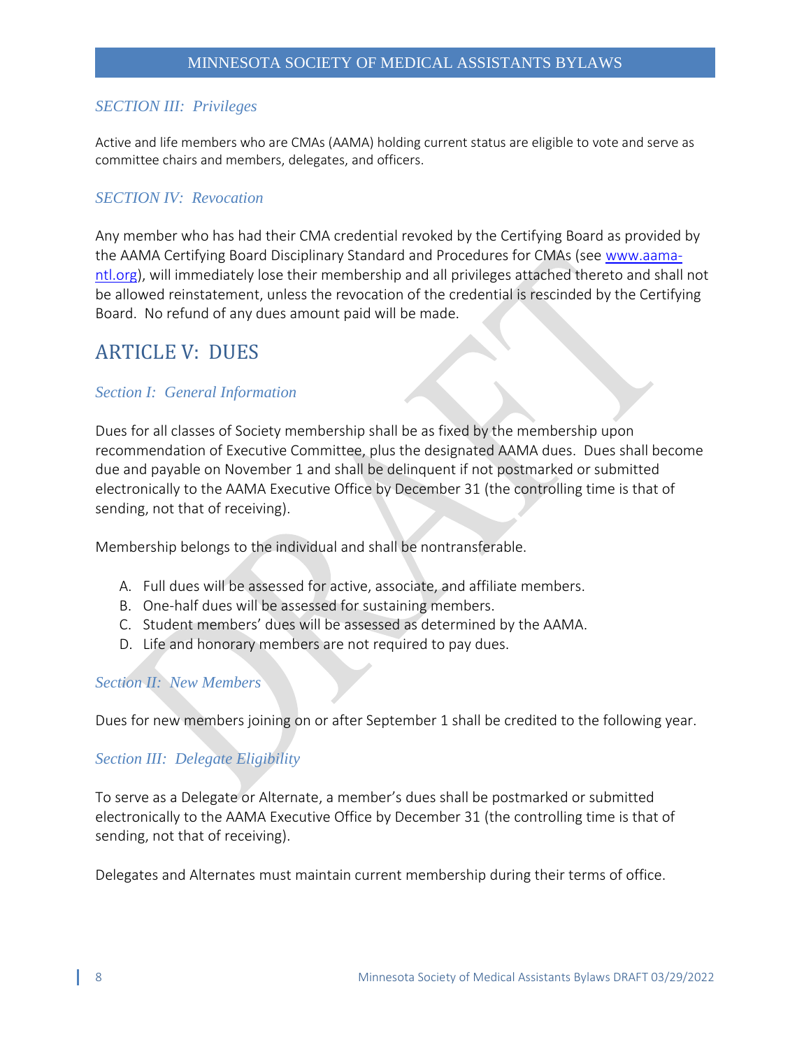### SECTION III: Privileges

Active and life members who are CMAs (AAMA) holding current status are eligible to vote and serve as committee chairs and members, delegates, and officers.

### SECTION IV: Revocation

Any member who has had their CMA credential revoked by the Certifying Board as provided by the AAMA Certifying Board Disciplinary Standard and Procedures for CMAs (see www.aama-ntl.org), will immediately lose their membership and all privileges attached thereto and shall not be allowed reinstatement, unless the revocation of the credential is rescinded by the Certifying Board. No refund of any dues amount paid will be made.

## ARTICLE V: DUES

### Section I: General Information

Dues for all classes of Society membership shall be as fixed by the membership upon recommendation of Executive Committee, plus the designated AAMA dues. Dues shall become due and payable on November 1 and shall be delinquent if not postmarked or submitted electronically to the AAMA Executive Office by December 31 (the controlling time is that of sending, not that of receiving).

Membership belongs to the individual and shall be nontransferable.

A. Full dues will be assessed for active, associate, and affiliate members.
B. One-half dues will be assessed for sustaining members.
C. Student members' dues will be assessed as determined by the AAMA.
D. Life and honorary members are not required to pay dues.

### Section II: New Members

Dues for new members joining on or after September 1 shall be credited to the following year.

### Section III: Delegate Eligibility

To serve as a Delegate or Alternate, a member's dues shall be postmarked or submitted electronically to the AAMA Executive Office by December 31 (the controlling time is that of sending, not that of receiving).

Delegates and Alternates must maintain current membership during their terms of office.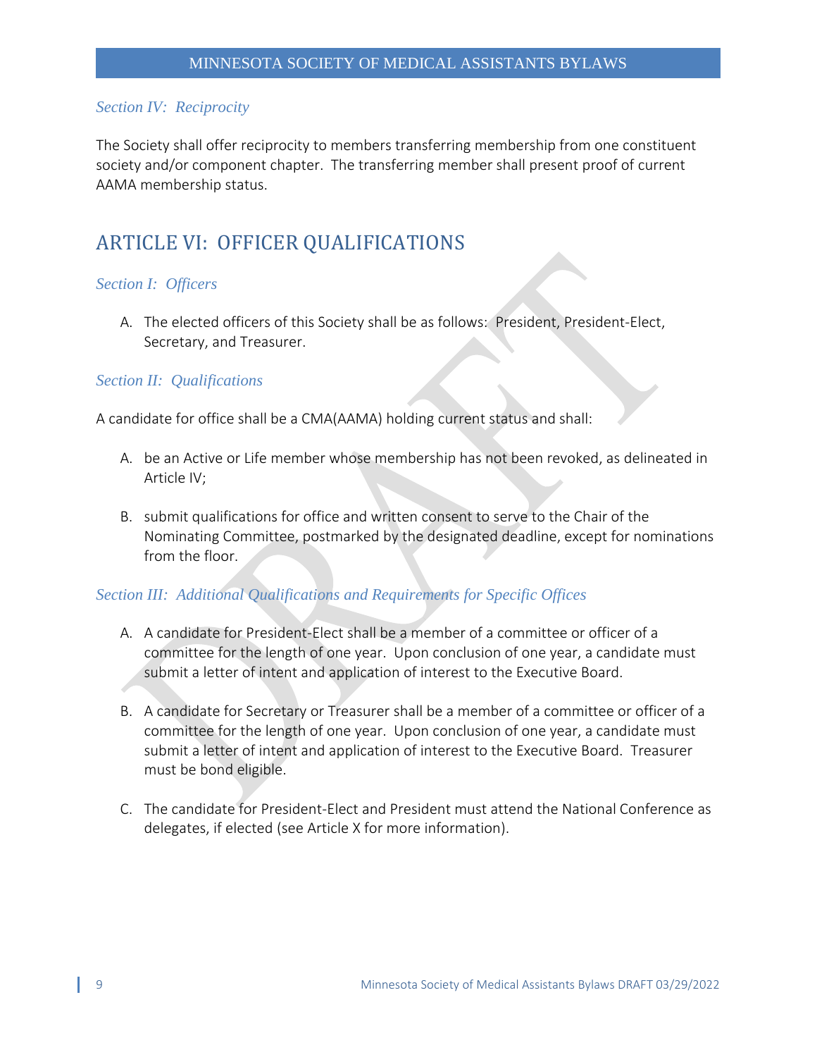### *Section IV: Reciprocity*

The Society shall offer reciprocity to members transferring membership from one constituent society and/or component chapter. The transferring member shall present proof of current AAMA membership status.

## ARTICLE VI: OFFICER QUALIFICATIONS

### *Section I: Officers*

A. The elected officers of this Society shall be as follows: President, President-Elect, Secretary, and Treasurer.

### *Section II: Qualifications*

A candidate for office shall be a CMA(AAMA) holding current status and shall:

A. be an Active or Life member whose membership has not been revoked, as delineated in Article IV;

B. submit qualifications for office and written consent to serve to the Chair of the Nominating Committee, postmarked by the designated deadline, except for nominations from the floor.

### *Section III: Additional Qualifications and Requirements for Specific Offices*

A. A candidate for President-Elect shall be a member of a committee or officer of a committee for the length of one year. Upon conclusion of one year, a candidate must submit a letter of intent and application of interest to the Executive Board.

B. A candidate for Secretary or Treasurer shall be a member of a committee or officer of a committee for the length of one year. Upon conclusion of one year, a candidate must submit a letter of intent and application of interest to the Executive Board. Treasurer must be bond eligible.

C. The candidate for President-Elect and President must attend the National Conference as delegates, if elected (see Article X for more information).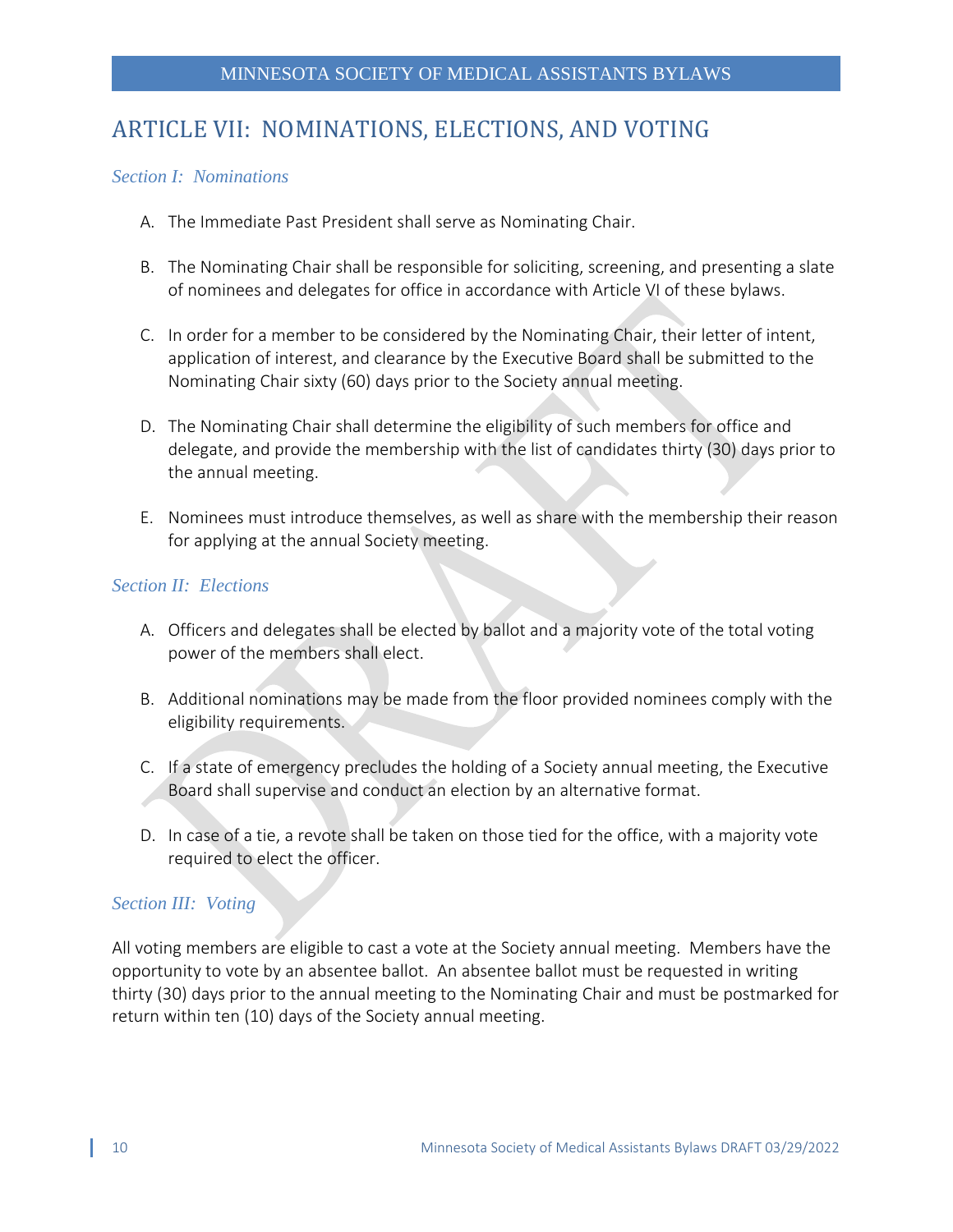## ARTICLE VII: NOMINATIONS, ELECTIONS, AND VOTING

### *Section I: Nominations*

A. The Immediate Past President shall serve as Nominating Chair.

B. The Nominating Chair shall be responsible for soliciting, screening, and presenting a slate of nominees and delegates for office in accordance with Article VI of these bylaws.

C. In order for a member to be considered by the Nominating Chair, their letter of intent, application of interest, and clearance by the Executive Board shall be submitted to the Nominating Chair sixty (60) days prior to the Society annual meeting.

D. The Nominating Chair shall determine the eligibility of such members for office and delegate, and provide the membership with the list of candidates thirty (30) days prior to the annual meeting.

E. Nominees must introduce themselves, as well as share with the membership their reason for applying at the annual Society meeting.

### *Section II: Elections*

A. Officers and delegates shall be elected by ballot and a majority vote of the total voting power of the members shall elect.

B. Additional nominations may be made from the floor provided nominees comply with the eligibility requirements.

C. If a state of emergency precludes the holding of a Society annual meeting, the Executive Board shall supervise and conduct an election by an alternative format.

D. In case of a tie, a revote shall be taken on those tied for the office, with a majority vote required to elect the officer.

### *Section III: Voting*

All voting members are eligible to cast a vote at the Society annual meeting. Members have the opportunity to vote by an absentee ballot. An absentee ballot must be requested in writing thirty (30) days prior to the annual meeting to the Nominating Chair and must be postmarked for return within ten (10) days of the Society annual meeting.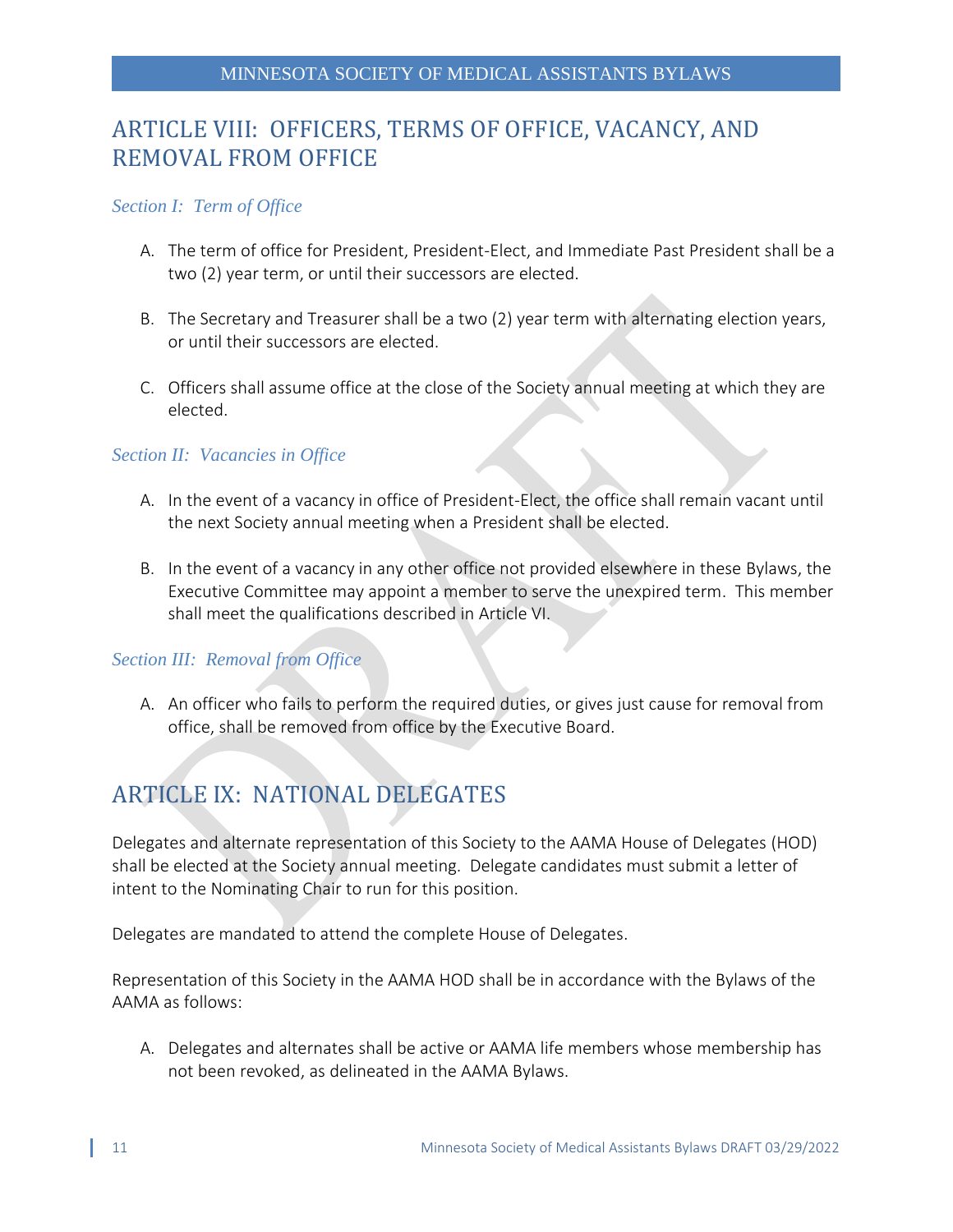## ARTICLE VIII: OFFICERS, TERMS OF OFFICE, VACANCY, AND REMOVAL FROM OFFICE

### *Section I: Term of Office*

A. The term of office for President, President-Elect, and Immediate Past President shall be a two (2) year term, or until their successors are elected.

B. The Secretary and Treasurer shall be a two (2) year term with alternating election years, or until their successors are elected.

C. Officers shall assume office at the close of the Society annual meeting at which they are elected.

### *Section II: Vacancies in Office*

A. In the event of a vacancy in office of President-Elect, the office shall remain vacant until the next Society annual meeting when a President shall be elected.

B. In the event of a vacancy in any other office not provided elsewhere in these Bylaws, the Executive Committee may appoint a member to serve the unexpired term. This member shall meet the qualifications described in Article VI.

### *Section III: Removal from Office*

A. An officer who fails to perform the required duties, or gives just cause for removal from office, shall be removed from office by the Executive Board.

## ARTICLE IX: NATIONAL DELEGATES

Delegates and alternate representation of this Society to the AAMA House of Delegates (HOD) shall be elected at the Society annual meeting. Delegate candidates must submit a letter of intent to the Nominating Chair to run for this position.

Delegates are mandated to attend the complete House of Delegates.

Representation of this Society in the AAMA HOD shall be in accordance with the Bylaws of the AAMA as follows:

A. Delegates and alternates shall be active or AAMA life members whose membership has not been revoked, as delineated in the AAMA Bylaws.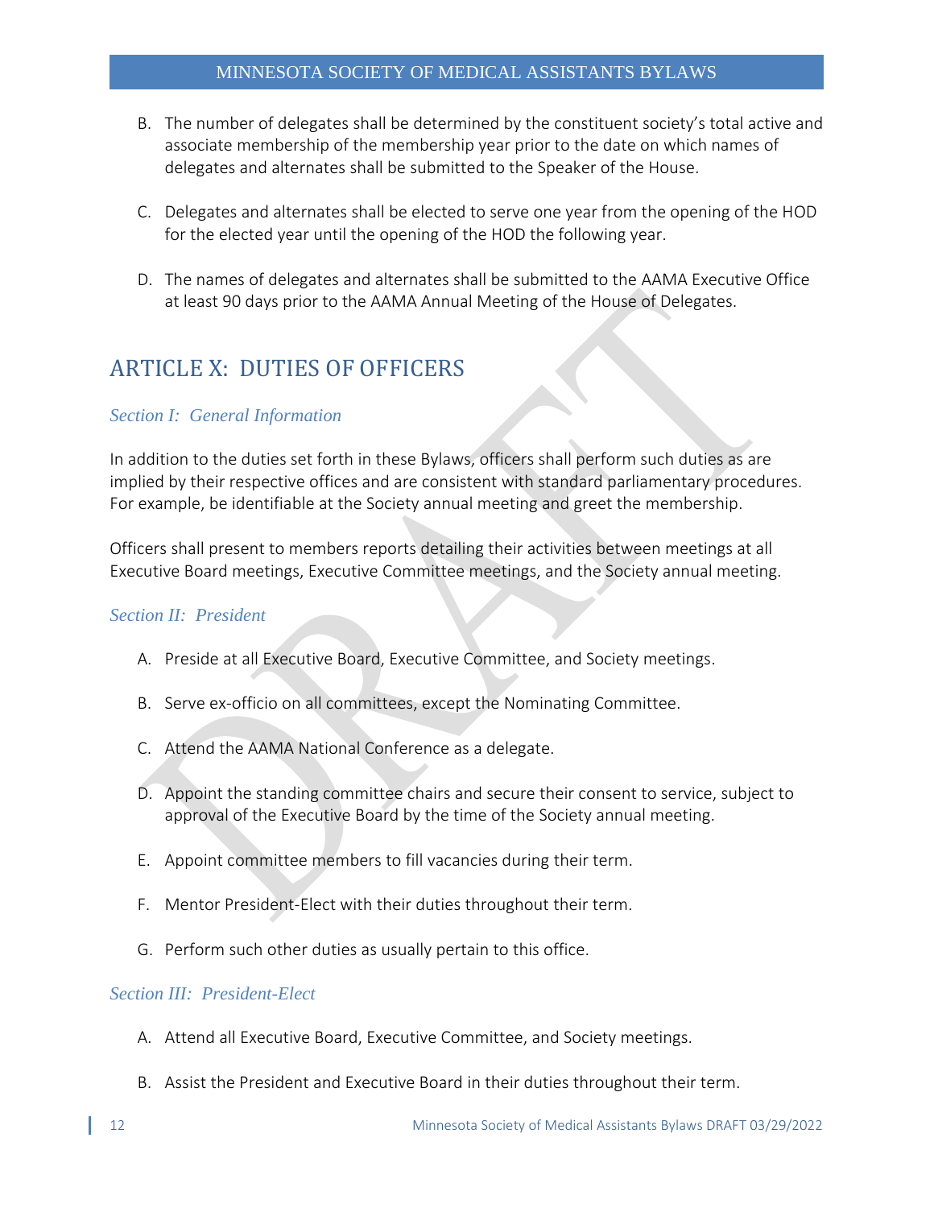B. The number of delegates shall be determined by the constituent society's total active and associate membership of the membership year prior to the date on which names of delegates and alternates shall be submitted to the Speaker of the House.

C. Delegates and alternates shall be elected to serve one year from the opening of the HOD for the elected year until the opening of the HOD the following year.

D. The names of delegates and alternates shall be submitted to the AAMA Executive Office at least 90 days prior to the AAMA Annual Meeting of the House of Delegates.

## ARTICLE X: DUTIES OF OFFICERS

### *Section I: General Information*

In addition to the duties set forth in these Bylaws, officers shall perform such duties as are implied by their respective offices and are consistent with standard parliamentary procedures. For example, be identifiable at the Society annual meeting and greet the membership.

Officers shall present to members reports detailing their activities between meetings at all Executive Board meetings, Executive Committee meetings, and the Society annual meeting.

### *Section II: President*

A. Preside at all Executive Board, Executive Committee, and Society meetings.

B. Serve ex-officio on all committees, except the Nominating Committee.

C. Attend the AAMA National Conference as a delegate.

D. Appoint the standing committee chairs and secure their consent to service, subject to approval of the Executive Board by the time of the Society annual meeting.

E. Appoint committee members to fill vacancies during their term.

F. Mentor President-Elect with their duties throughout their term.

G. Perform such other duties as usually pertain to this office.

### *Section III: President-Elect*

A. Attend all Executive Board, Executive Committee, and Society meetings.

B. Assist the President and Executive Board in their duties throughout their term.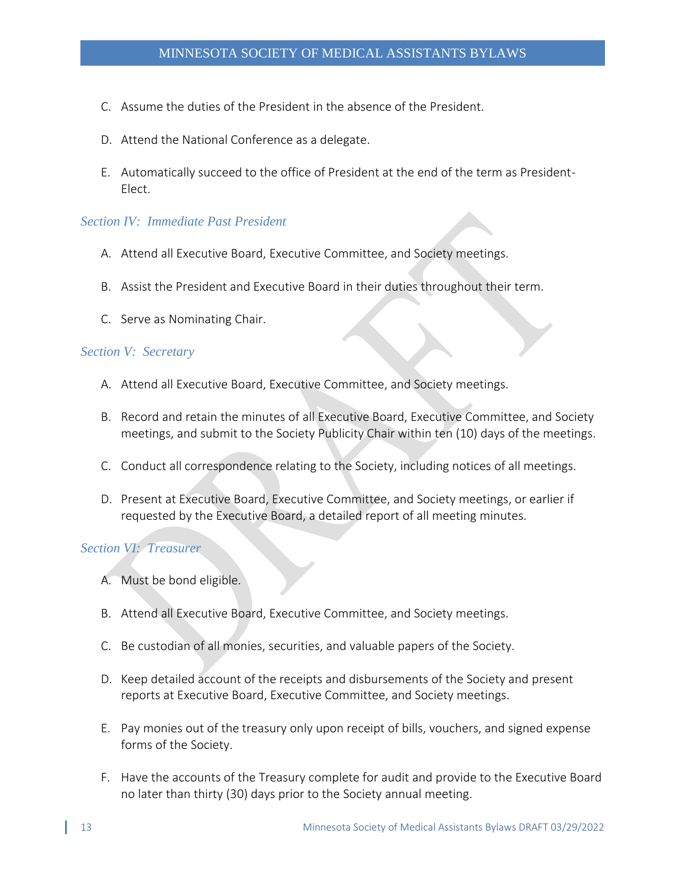C. Assume the duties of the President in the absence of the President.

D. Attend the National Conference as a delegate.

E. Automatically succeed to the office of President at the end of the term as President-Elect.

### *Section IV: Immediate Past President*

A. Attend all Executive Board, Executive Committee, and Society meetings.

B. Assist the President and Executive Board in their duties throughout their term.

C. Serve as Nominating Chair.

### *Section V: Secretary*

A. Attend all Executive Board, Executive Committee, and Society meetings.

B. Record and retain the minutes of all Executive Board, Executive Committee, and Society meetings, and submit to the Society Publicity Chair within ten (10) days of the meetings.

C. Conduct all correspondence relating to the Society, including notices of all meetings.

D. Present at Executive Board, Executive Committee, and Society meetings, or earlier if requested by the Executive Board, a detailed report of all meeting minutes.

### *Section VI: Treasurer*

A. Must be bond eligible.

B. Attend all Executive Board, Executive Committee, and Society meetings.

C. Be custodian of all monies, securities, and valuable papers of the Society.

D. Keep detailed account of the receipts and disbursements of the Society and present reports at Executive Board, Executive Committee, and Society meetings.

E. Pay monies out of the treasury only upon receipt of bills, vouchers, and signed expense forms of the Society.

F. Have the accounts of the Treasury complete for audit and provide to the Executive Board no later than thirty (30) days prior to the Society annual meeting.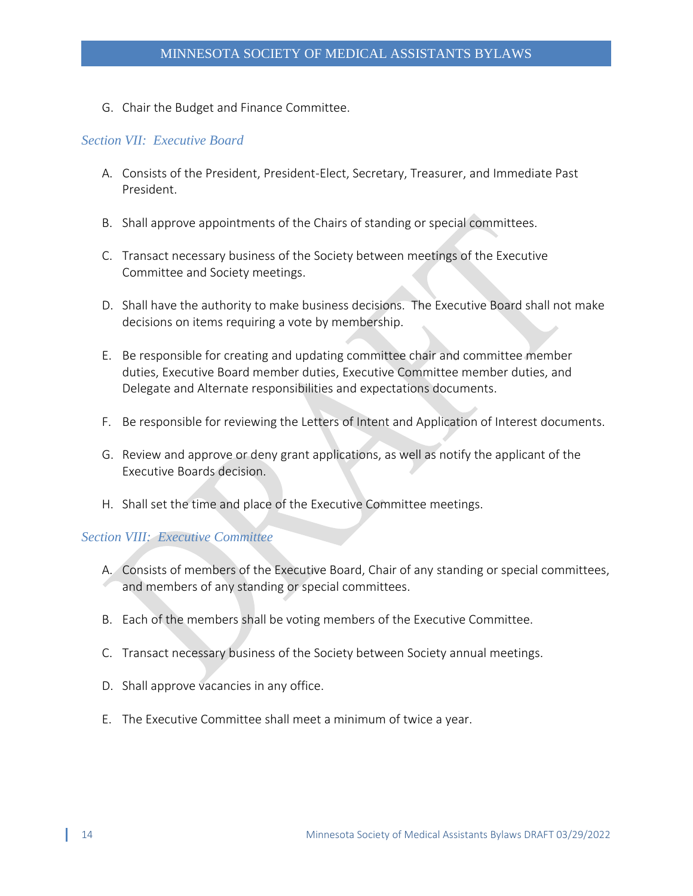G. Chair the Budget and Finance Committee.

### *Section VII: Executive Board*

A. Consists of the President, President-Elect, Secretary, Treasurer, and Immediate Past President.

B. Shall approve appointments of the Chairs of standing or special committees.

C. Transact necessary business of the Society between meetings of the Executive Committee and Society meetings.

D. Shall have the authority to make business decisions. The Executive Board shall not make decisions on items requiring a vote by membership.

E. Be responsible for creating and updating committee chair and committee member duties, Executive Board member duties, Executive Committee member duties, and Delegate and Alternate responsibilities and expectations documents.

F. Be responsible for reviewing the Letters of Intent and Application of Interest documents.

G. Review and approve or deny grant applications, as well as notify the applicant of the Executive Boards decision.

H. Shall set the time and place of the Executive Committee meetings.

### *Section VIII: Executive Committee*

A. Consists of members of the Executive Board, Chair of any standing or special committees, and members of any standing or special committees.

B. Each of the members shall be voting members of the Executive Committee.

C. Transact necessary business of the Society between Society annual meetings.

D. Shall approve vacancies in any office.

E. The Executive Committee shall meet a minimum of twice a year.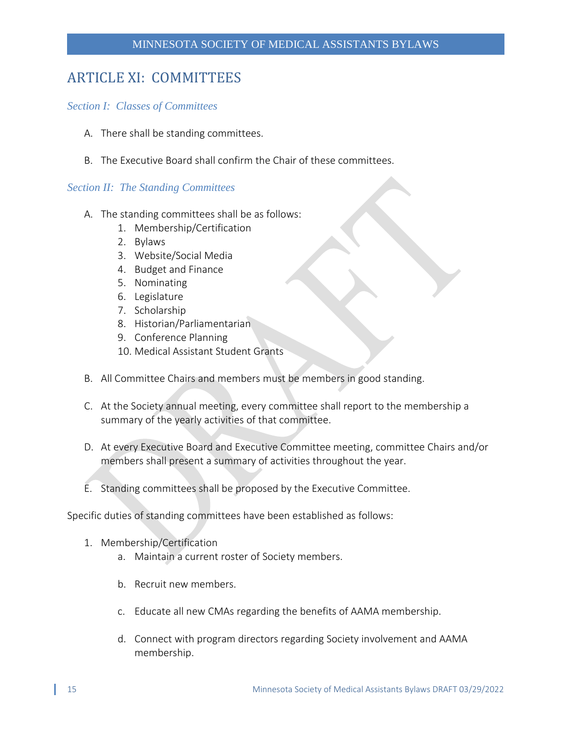# ARTICLE XI: COMMITTEES

### *Section I: Classes of Committees*

A. There shall be standing committees.

B. The Executive Board shall confirm the Chair of these committees.

### *Section II: The Standing Committees*

A. The standing committees shall be as follows:
    1. Membership/Certification
    2. Bylaws
    3. Website/Social Media
    4. Budget and Finance
    5. Nominating
    6. Legislature
    7. Scholarship
    8. Historian/Parliamentarian
    9. Conference Planning
    10. Medical Assistant Student Grants

B. All Committee Chairs and members must be members in good standing.

C. At the Society annual meeting, every committee shall report to the membership a summary of the yearly activities of that committee.

D. At every Executive Board and Executive Committee meeting, committee Chairs and/or members shall present a summary of activities throughout the year.

E. Standing committees shall be proposed by the Executive Committee.

Specific duties of standing committees have been established as follows:

1. Membership/Certification
    a. Maintain a current roster of Society members.

    b. Recruit new members.

    c. Educate all new CMAs regarding the benefits of AAMA membership.

    d. Connect with program directors regarding Society involvement and AAMA membership.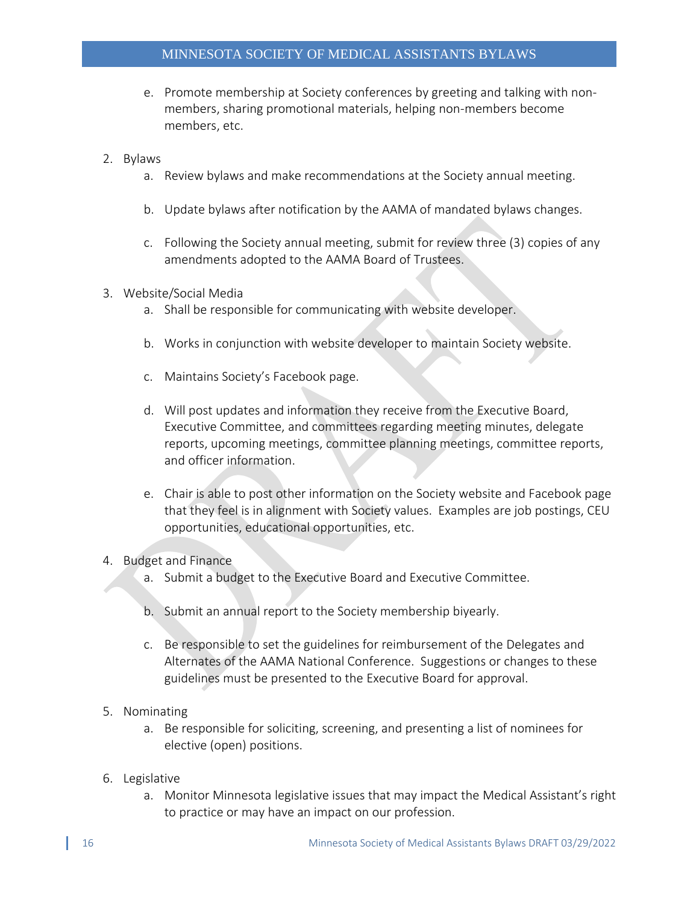e. Promote membership at Society conferences by greeting and talking with non-members, sharing promotional materials, helping non-members become members, etc.

2. Bylaws
   a. Review bylaws and make recommendations at the Society annual meeting.

   b. Update bylaws after notification by the AAMA of mandated bylaws changes.

   c. Following the Society annual meeting, submit for review three (3) copies of any amendments adopted to the AAMA Board of Trustees.

3. Website/Social Media
   a. Shall be responsible for communicating with website developer.

   b. Works in conjunction with website developer to maintain Society website.

   c. Maintains Society's Facebook page.

   d. Will post updates and information they receive from the Executive Board, Executive Committee, and committees regarding meeting minutes, delegate reports, upcoming meetings, committee planning meetings, committee reports, and officer information.

   e. Chair is able to post other information on the Society website and Facebook page that they feel is in alignment with Society values. Examples are job postings, CEU opportunities, educational opportunities, etc.

4. Budget and Finance
   a. Submit a budget to the Executive Board and Executive Committee.

   b. Submit an annual report to the Society membership biyearly.

   c. Be responsible to set the guidelines for reimbursement of the Delegates and Alternates of the AAMA National Conference. Suggestions or changes to these guidelines must be presented to the Executive Board for approval.

5. Nominating
   a. Be responsible for soliciting, screening, and presenting a list of nominees for elective (open) positions.

6. Legislative
   a. Monitor Minnesota legislative issues that may impact the Medical Assistant's right to practice or may have an impact on our profession.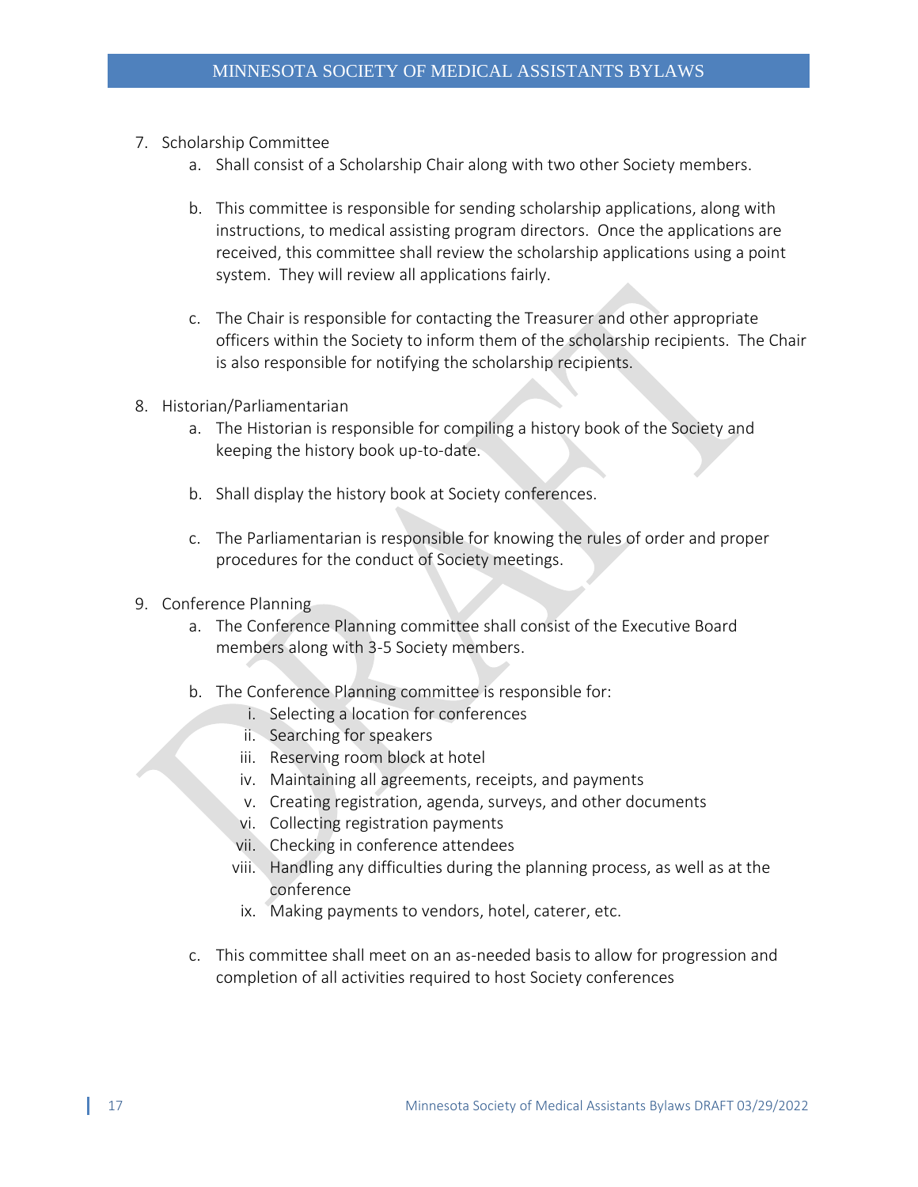7. Scholarship Committee
    a. Shall consist of a Scholarship Chair along with two other Society members.

    b. This committee is responsible for sending scholarship applications, along with instructions, to medical assisting program directors. Once the applications are received, this committee shall review the scholarship applications using a point system. They will review all applications fairly.

    c. The Chair is responsible for contacting the Treasurer and other appropriate officers within the Society to inform them of the scholarship recipients. The Chair is also responsible for notifying the scholarship recipients.

8. Historian/Parliamentarian
    a. The Historian is responsible for compiling a history book of the Society and keeping the history book up-to-date.

    b. Shall display the history book at Society conferences.

    c. The Parliamentarian is responsible for knowing the rules of order and proper procedures for the conduct of Society meetings.

9. Conference Planning
    a. The Conference Planning committee shall consist of the Executive Board members along with 3-5 Society members.

    b. The Conference Planning committee is responsible for:
        i. Selecting a location for conferences
        ii. Searching for speakers
        iii. Reserving room block at hotel
        iv. Maintaining all agreements, receipts, and payments
        v. Creating registration, agenda, surveys, and other documents
        vi. Collecting registration payments
        vii. Checking in conference attendees
        viii. Handling any difficulties during the planning process, as well as at the conference
        ix. Making payments to vendors, hotel, caterer, etc.

    c. This committee shall meet on an as-needed basis to allow for progression and completion of all activities required to host Society conferences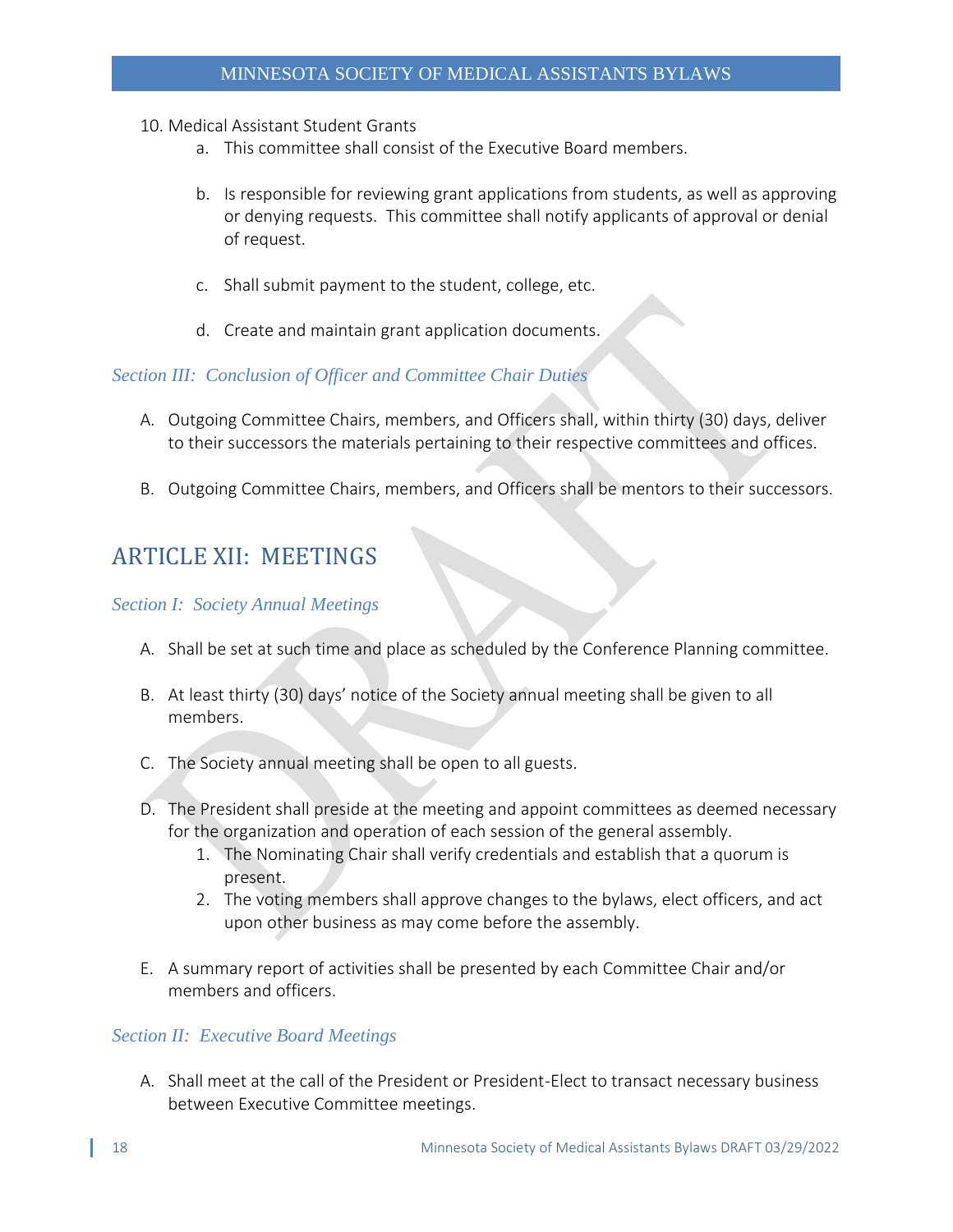10. Medical Assistant Student Grants
    a. This committee shall consist of the Executive Board members.

    b. Is responsible for reviewing grant applications from students, as well as approving or denying requests. This committee shall notify applicants of approval or denial of request.

    c. Shall submit payment to the student, college, etc.

    d. Create and maintain grant application documents.

### *Section III: Conclusion of Officer and Committee Chair Duties*

A. Outgoing Committee Chairs, members, and Officers shall, within thirty (30) days, deliver to their successors the materials pertaining to their respective committees and offices.

B. Outgoing Committee Chairs, members, and Officers shall be mentors to their successors.

## ARTICLE XII: MEETINGS

### *Section I: Society Annual Meetings*

A. Shall be set at such time and place as scheduled by the Conference Planning committee.

B. At least thirty (30) days' notice of the Society annual meeting shall be given to all members.

C. The Society annual meeting shall be open to all guests.

D. The President shall preside at the meeting and appoint committees as deemed necessary for the organization and operation of each session of the general assembly.
    1. The Nominating Chair shall verify credentials and establish that a quorum is present.
    2. The voting members shall approve changes to the bylaws, elect officers, and act upon other business as may come before the assembly.

E. A summary report of activities shall be presented by each Committee Chair and/or members and officers.

### *Section II: Executive Board Meetings*

A. Shall meet at the call of the President or President-Elect to transact necessary business between Executive Committee meetings.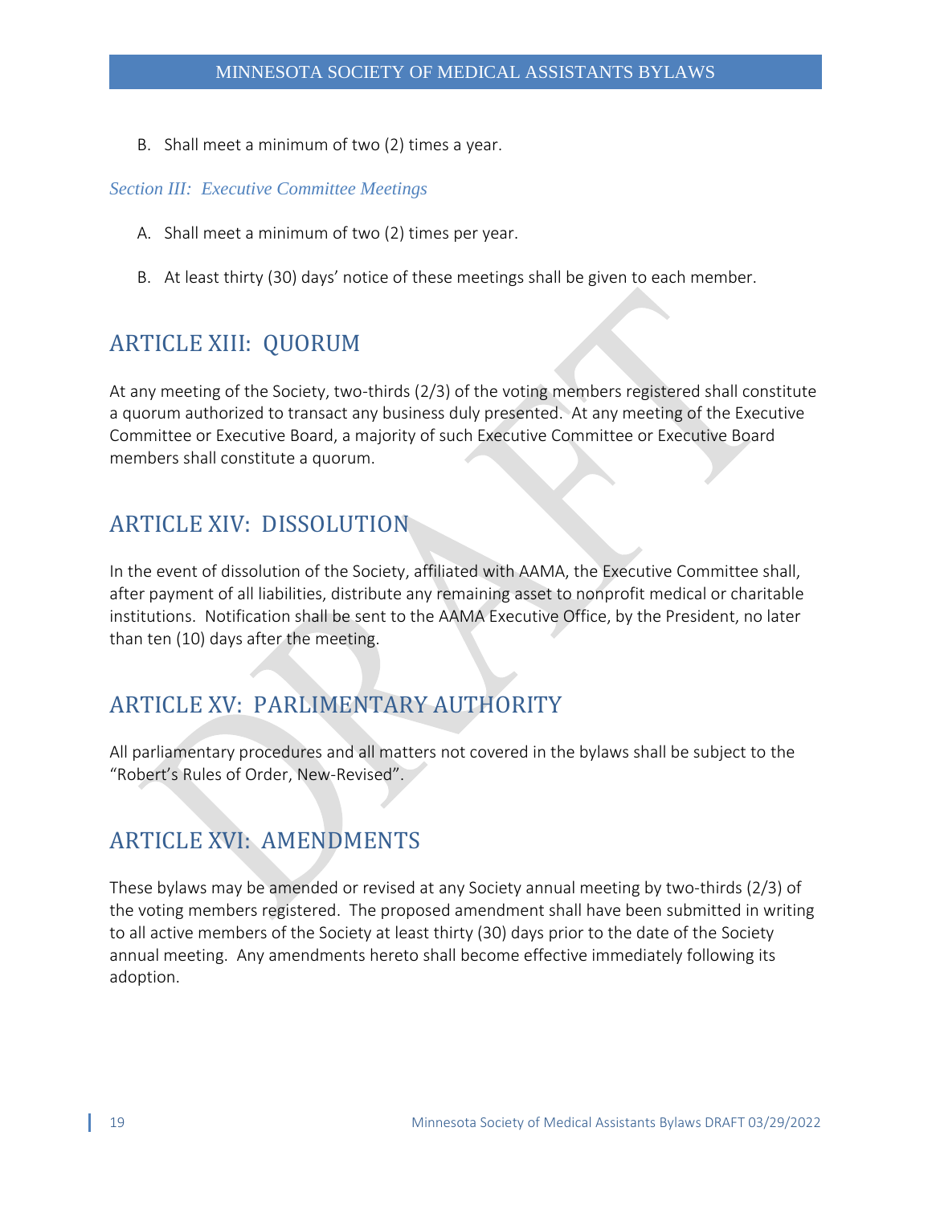B. Shall meet a minimum of two (2) times a year.

### *Section III: Executive Committee Meetings*

A. Shall meet a minimum of two (2) times per year.

B. At least thirty (30) days' notice of these meetings shall be given to each member.

## ARTICLE XIII: QUORUM

At any meeting of the Society, two-thirds (2/3) of the voting members registered shall constitute a quorum authorized to transact any business duly presented. At any meeting of the Executive Committee or Executive Board, a majority of such Executive Committee or Executive Board members shall constitute a quorum.

## ARTICLE XIV: DISSOLUTION

In the event of dissolution of the Society, affiliated with AAMA, the Executive Committee shall, after payment of all liabilities, distribute any remaining asset to nonprofit medical or charitable institutions. Notification shall be sent to the AAMA Executive Office, by the President, no later than ten (10) days after the meeting.

## ARTICLE XV: PARLIMENTARY AUTHORITY

All parliamentary procedures and all matters not covered in the bylaws shall be subject to the "Robert's Rules of Order, New-Revised".

## ARTICLE XVI: AMENDMENTS

These bylaws may be amended or revised at any Society annual meeting by two-thirds (2/3) of the voting members registered. The proposed amendment shall have been submitted in writing to all active members of the Society at least thirty (30) days prior to the date of the Society annual meeting. Any amendments hereto shall become effective immediately following its adoption.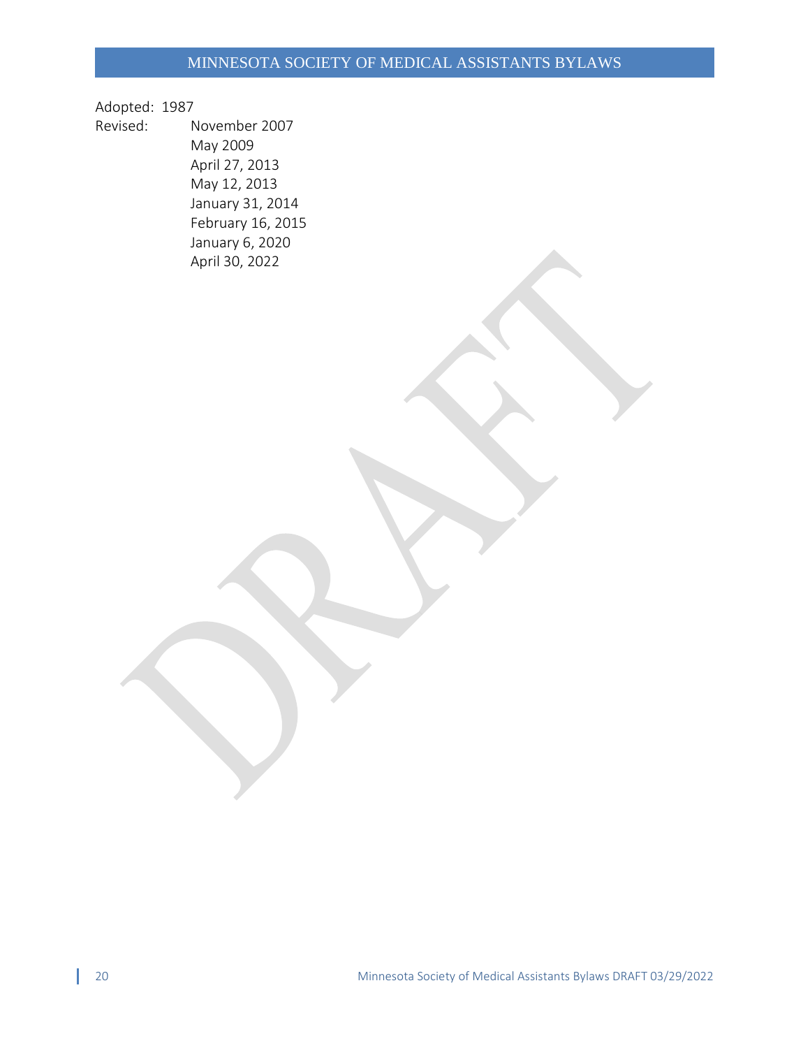Adopted: 1987

Revised:
November 2007
May 2009
April 27, 2013
May 12, 2013
January 31, 2014
February 16, 2015
January 6, 2020
April 30, 2022